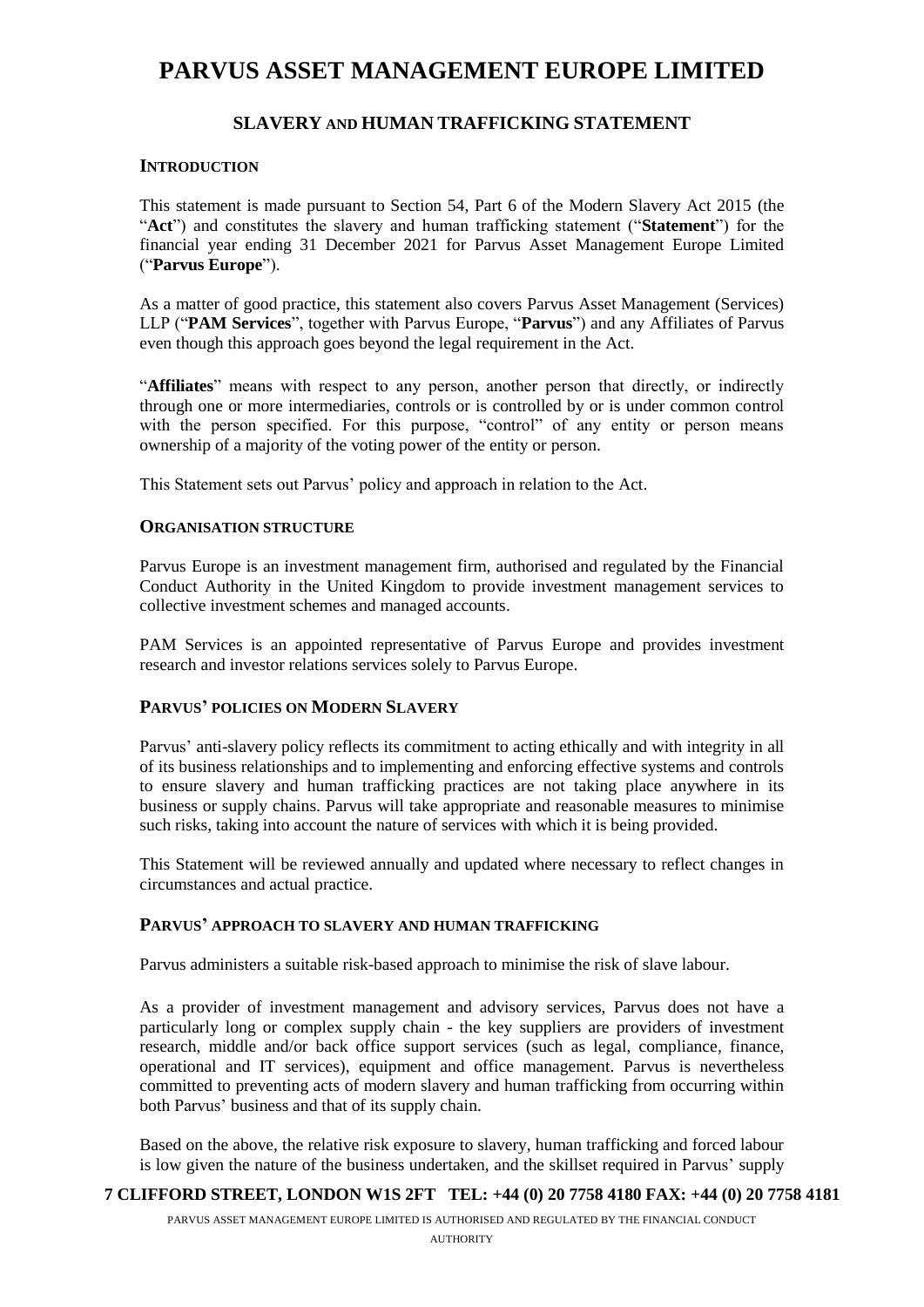# PARVUS ASSET MANAGEMENT EUROPE LIMITED

## SLAVERY AND HUMAN TRAFFICKING STATEMENT

### INTRODUCTION

This statement is made pursuant to Section 54, Part 6 of the Modern Slavery Act 2015 (the "**Act**") and constitutes the slavery and human trafficking statement ("**Statement**") for the financial year ending 31 December 2021 for Parvus Asset Management Europe Limited ("**Parvus Europe**").

As a matter of good practice, this statement also covers Parvus Asset Management (Services) LLP ("**PAM Services**", together with Parvus Europe, "**Parvus**") and any Affiliates of Parvus even though this approach goes beyond the legal requirement in the Act.

"**Affiliates**" means with respect to any person, another person that directly, or indirectly through one or more intermediaries, controls or is controlled by or is under common control with the person specified. For this purpose, "control" of any entity or person means ownership of a majority of the voting power of the entity or person.

This Statement sets out Parvus' policy and approach in relation to the Act.

### ORGANISATION STRUCTURE

Parvus Europe is an investment management firm, authorised and regulated by the Financial Conduct Authority in the United Kingdom to provide investment management services to collective investment schemes and managed accounts.

PAM Services is an appointed representative of Parvus Europe and provides investment research and investor relations services solely to Parvus Europe.

### PARVUS' POLICIES ON MODERN SLAVERY

Parvus' anti-slavery policy reflects its commitment to acting ethically and with integrity in all of its business relationships and to implementing and enforcing effective systems and controls to ensure slavery and human trafficking practices are not taking place anywhere in its business or supply chains. Parvus will take appropriate and reasonable measures to minimise such risks, taking into account the nature of services with which it is being provided.

This Statement will be reviewed annually and updated where necessary to reflect changes in circumstances and actual practice.

### PARVUS' APPROACH TO SLAVERY AND HUMAN TRAFFICKING

Parvus administers a suitable risk-based approach to minimise the risk of slave labour.

As a provider of investment management and advisory services, Parvus does not have a particularly long or complex supply chain - the key suppliers are providers of investment research, middle and/or back office support services (such as legal, compliance, finance, operational and IT services), equipment and office management. Parvus is nevertheless committed to preventing acts of modern slavery and human trafficking from occurring within both Parvus' business and that of its supply chain.

Based on the above, the relative risk exposure to slavery, human trafficking and forced labour is low given the nature of the business undertaken, and the skillset required in Parvus' supply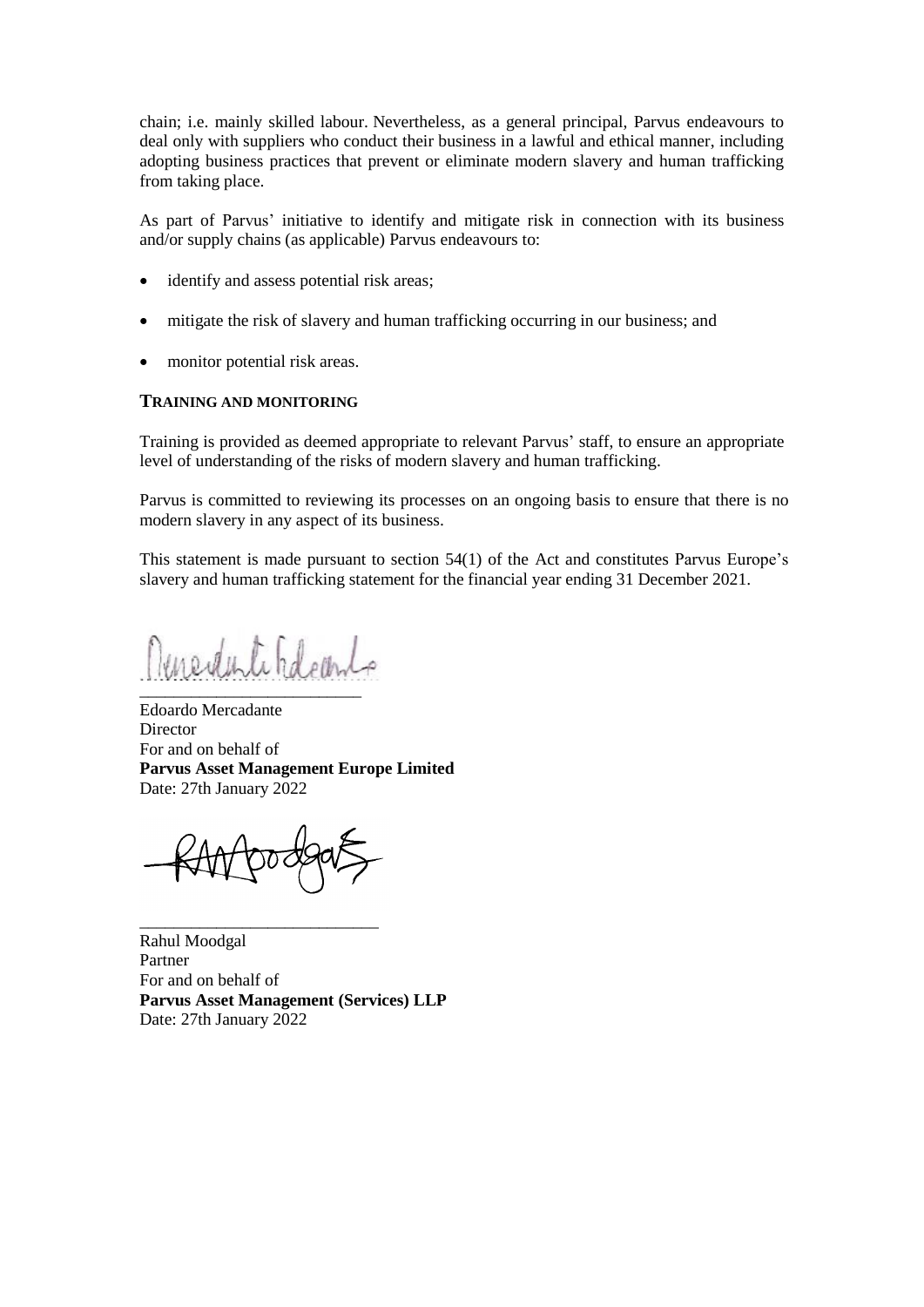chain; i.e. mainly skilled labour. Nevertheless, as a general principal, Parvus endeavours to deal only with suppliers who conduct their business in a lawful and ethical manner, including adopting business practices that prevent or eliminate modern slavery and human trafficking from taking place.

As part of Parvus' initiative to identify and mitigate risk in connection with its business and/or supply chains (as applicable) Parvus endeavours to:

- identify and assess potential risk areas;
- mitigate the risk of slavery and human trafficking occurring in our business; and
- monitor potential risk areas.

**TRAINING AND MONITORING**

Training is provided as deemed appropriate to relevant Parvus' staff, to ensure an appropriate level of understanding of the risks of modern slavery and human trafficking.

Parvus is committed to reviewing its processes on an ongoing basis to ensure that there is no modern slavery in any aspect of its business.

This statement is made pursuant to section 54(1) of the Act and constitutes Parvus Europe's slavery and human trafficking statement for the financial year ending 31 December 2021.

\_\_\_\_\_\_\_\_\_\_\_\_\_\_\_\_\_\_\_\_\_\_\_\_\_\_

Edoardo Mercadante
Director
For and on behalf of
**Parvus Asset Management Europe Limited**
Date: 27th January 2022

\_\_\_\_\_\_\_\_\_\_\_\_\_\_\_\_\_\_\_\_\_\_\_\_\_\_

Rahul Moodgal
Partner
For and on behalf of
**Parvus Asset Management (Services) LLP**
Date: 27th January 2022